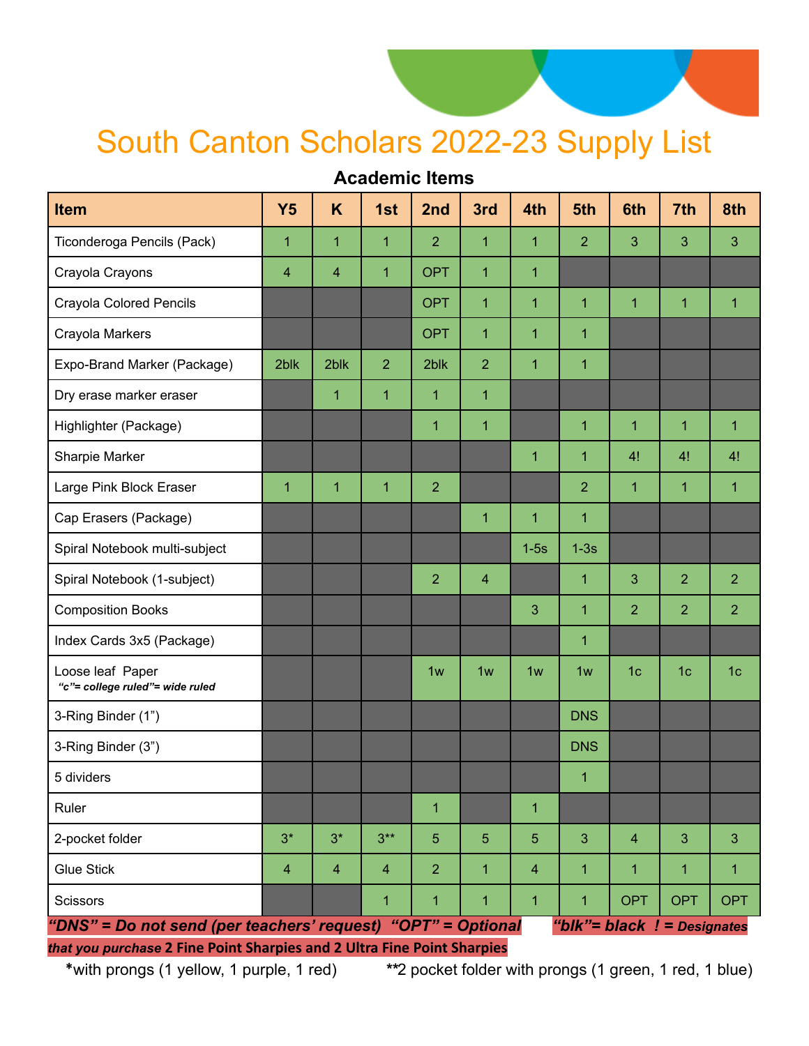# South Canton Scholars 2022-23 Supply List

## Academic Items

| Item | Y5 | K | 1st | 2nd | 3rd | 4th | 5th | 6th | 7th | 8th |
|---|---|---|---|---|---|---|---|---|---|---|
| Ticonderoga Pencils (Pack) | 1 | 1 | 1 | 2 | 1 | 1 | 2 | 3 | 3 | 3 |
| Crayola Crayons | 4 | 4 | 1 | OPT | 1 | 1 | | | | |
| Crayola Colored Pencils | | | | OPT | 1 | 1 | 1 | 1 | 1 | 1 |
| Crayola Markers | | | | OPT | 1 | 1 | 1 | | | |
| Expo-Brand Marker (Package) | 2blk | 2blk | 2 | 2blk | 2 | 1 | 1 | | | |
| Dry erase marker eraser | | 1 | 1 | 1 | 1 | | | | | |
| Highlighter (Package) | | | | 1 | 1 | | 1 | 1 | 1 | 1 |
| Sharpie Marker | | | | | | 1 | 1 | 4! | 4! | 4! |
| Large Pink Block Eraser | 1 | 1 | 1 | 2 | | | 2 | 1 | 1 | 1 |
| Cap Erasers (Package) | | | | | 1 | 1 | 1 | | | |
| Spiral Notebook multi-subject | | | | | | 1-5s | 1-3s | | | |
| Spiral Notebook (1-subject) | | | | 2 | 4 | | 1 | 3 | 2 | 2 |
| Composition Books | | | | | | 3 | 1 | 2 | 2 | 2 |
| Index Cards 3x5 (Package) | | | | | | | 1 | | | |
| Loose leaf Paper *"c"= college ruled"= wide ruled* | | | | 1w | 1w | 1w | 1w | 1c | 1c | 1c |
| 3-Ring Binder (1") | | | | | | | DNS | | | |
| 3-Ring Binder (3") | | | | | | | DNS | | | |
| 5 dividers | | | | | | | 1 | | | |
| Ruler | | | | 1 | | 1 | | | | |
| 2-pocket folder | 3* | 3* | 3** | 5 | 5 | 5 | 3 | 4 | 3 | 3 |
| Glue Stick | 4 | 4 | 4 | 2 | 1 | 4 | 1 | 1 | 1 | 1 |
| Scissors | | | 1 | 1 | 1 | 1 | 1 | OPT | OPT | OPT |

***"DNS" = Do not send (per teachers' request) "OPT" = Optional*** ***"blk"= black ! = Designates that you purchase* 2 Fine Point Sharpies and 2 Ultra Fine Point Sharpies**

*with prongs (1 yellow, 1 purple, 1 red) **2 pocket folder with prongs (1 green, 1 red, 1 blue)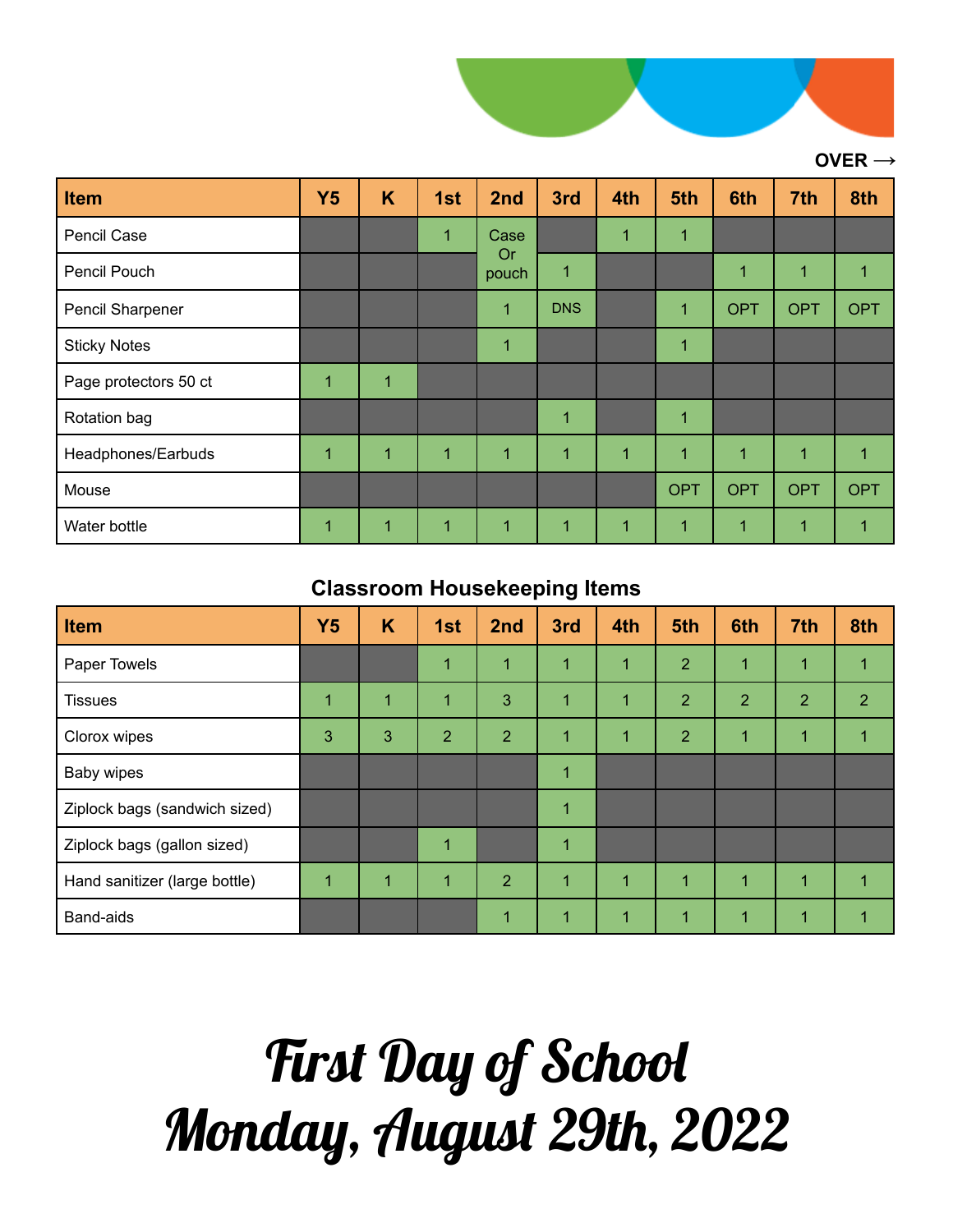OVER →

| Item | Y5 | K | 1st | 2nd | 3rd | 4th | 5th | 6th | 7th | 8th |
|---|---|---|---|---|---|---|---|---|---|---|
| Pencil Case | | | 1 | Case Or pouch | | 1 | 1 | | | |
| Pencil Pouch | | | | | 1 | | | 1 | 1 | 1 |
| Pencil Sharpener | | | | 1 | DNS | | 1 | OPT | OPT | OPT |
| Sticky Notes | | | | 1 | | | 1 | | | |
| Page protectors 50 ct | 1 | 1 | | | | | | | | |
| Rotation bag | | | | | 1 | | 1 | | | |
| Headphones/Earbuds | 1 | 1 | 1 | 1 | 1 | 1 | 1 | 1 | 1 | 1 |
| Mouse | | | | | | | OPT | OPT | OPT | OPT |
| Water bottle | 1 | 1 | 1 | 1 | 1 | 1 | 1 | 1 | 1 | 1 |

## Classroom Housekeeping Items

| Item | Y5 | K | 1st | 2nd | 3rd | 4th | 5th | 6th | 7th | 8th |
|---|---|---|---|---|---|---|---|---|---|---|
| Paper Towels | | | 1 | 1 | 1 | 1 | 2 | 1 | 1 | 1 |
| Tissues | 1 | 1 | 1 | 3 | 1 | 1 | 2 | 2 | 2 | 2 |
| Clorox wipes | 3 | 3 | 2 | 2 | 1 | 1 | 2 | 1 | 1 | 1 |
| Baby wipes | | | | | 1 | | | | | |
| Ziplock bags (sandwich sized) | | | | | 1 | | | | | |
| Ziplock bags (gallon sized) | | | 1 | | 1 | | | | | |
| Hand sanitizer (large bottle) | 1 | 1 | 1 | 2 | 1 | 1 | 1 | 1 | 1 | 1 |
| Band-aids | | | | 1 | 1 | 1 | 1 | 1 | 1 | 1 |

# First Day of School
# Monday, August 29th, 2022